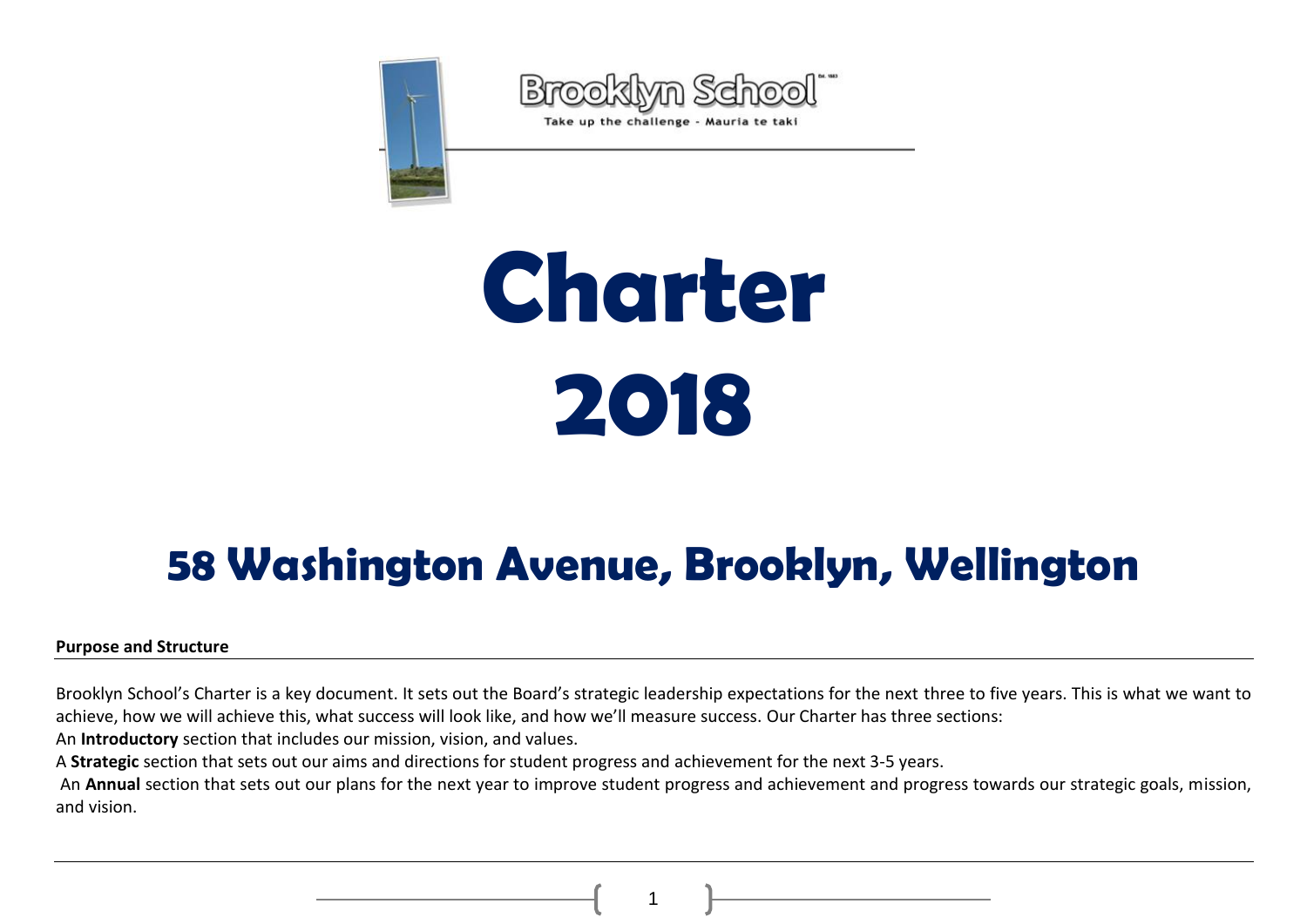Brooklyn School

Take up the challenge - Mauria te taki

# Charter 2018

## 58 Washington Avenue, Brooklyn, Wellington

**Purpose and Structure**

Brooklyn School's Charter is a key document. It sets out the Board's strategic leadership expectations for the next three to five years. This is what we want to achieve, how we will achieve this, what success will look like, and how we'll measure success. Our Charter has three sections:

An **Introductory** section that includes our mission, vision, and values.

A **Strategic** section that sets out our aims and directions for student progress and achievement for the next 3-5 years.

An **Annual** section that sets out our plans for the next year to improve student progress and achievement and progress towards our strategic goals, mission, and vision.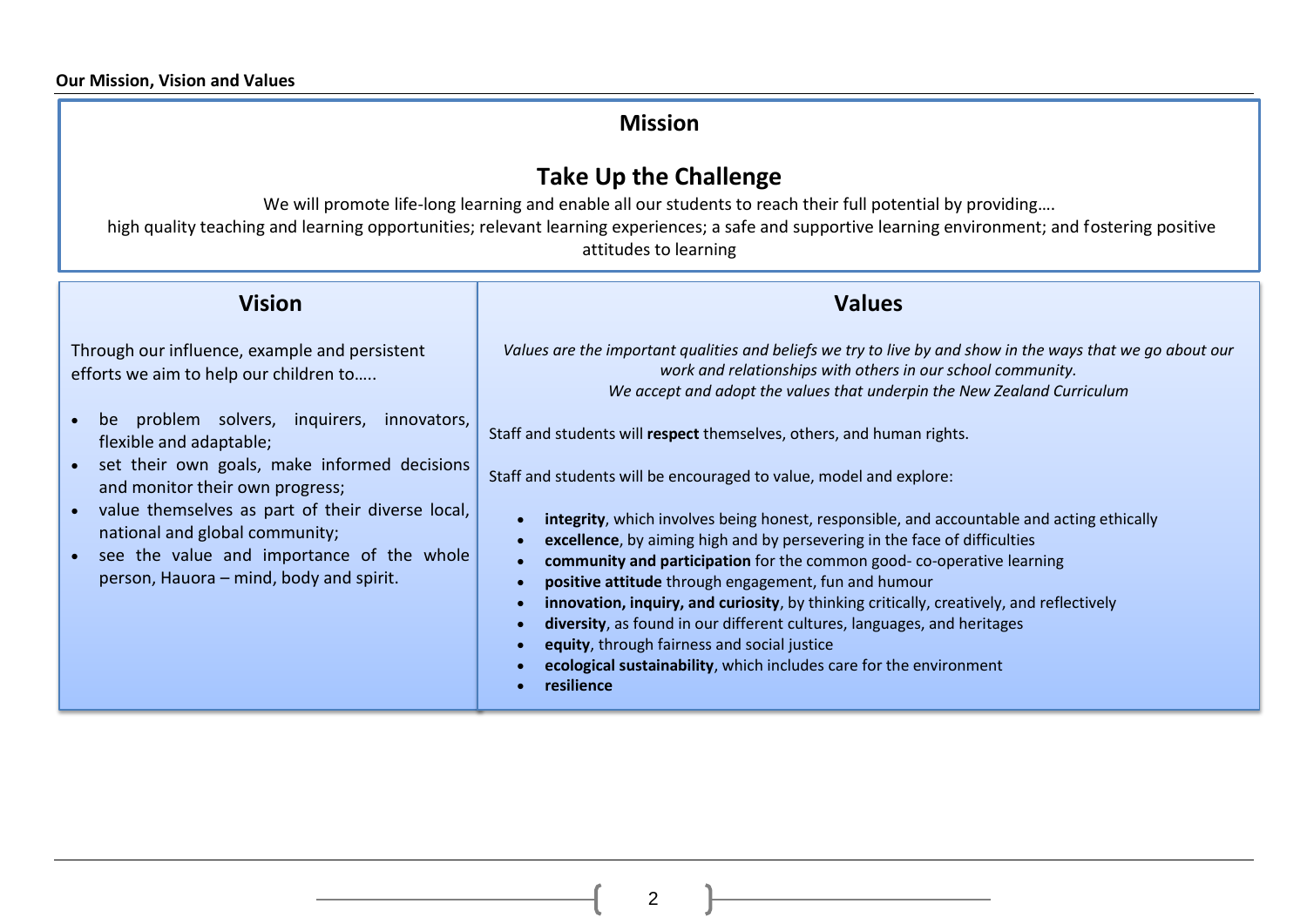**Our Mission, Vision and Values**

## Mission

## Take Up the Challenge

We will promote life-long learning and enable all our students to reach their full potential by providing….
high quality teaching and learning opportunities; relevant learning experiences; a safe and supportive learning environment; and fostering positive attitudes to learning

## Vision

Through our influence, example and persistent efforts we aim to help our children to…..

- be problem solvers, inquirers, innovators, flexible and adaptable;
- set their own goals, make informed decisions and monitor their own progress;
- value themselves as part of their diverse local, national and global community;
- see the value and importance of the whole person, Hauora – mind, body and spirit.

## Values

*Values are the important qualities and beliefs we try to live by and show in the ways that we go about our work and relationships with others in our school community.*
*We accept and adopt the values that underpin the New Zealand Curriculum*

Staff and students will **respect** themselves, others, and human rights.

Staff and students will be encouraged to value, model and explore:

- **integrity**, which involves being honest, responsible, and accountable and acting ethically
- **excellence**, by aiming high and by persevering in the face of difficulties
- **community and participation** for the common good- co-operative learning
- **positive attitude** through engagement, fun and humour
- **innovation, inquiry, and curiosity**, by thinking critically, creatively, and reflectively
- **diversity**, as found in our different cultures, languages, and heritages
- **equity**, through fairness and social justice
- **ecological sustainability**, which includes care for the environment
- **resilience**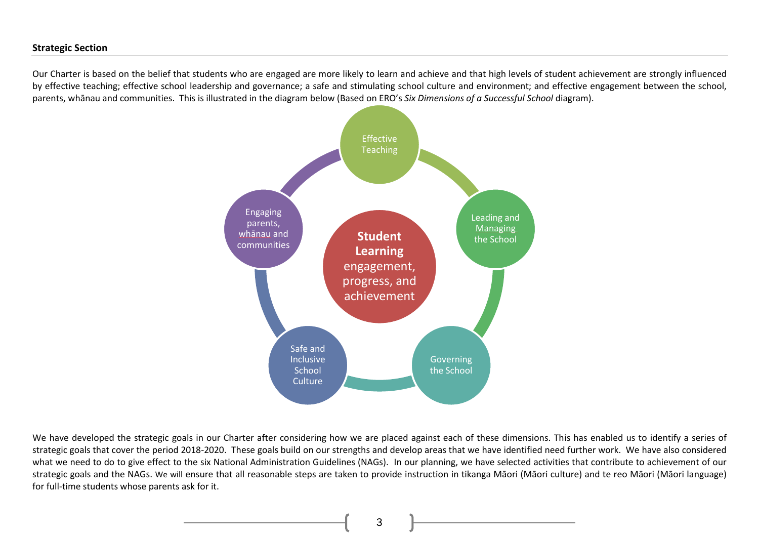**Strategic Section**

Our Charter is based on the belief that students who are engaged are more likely to learn and achieve and that high levels of student achievement are strongly influenced by effective teaching; effective school leadership and governance; a safe and stimulating school culture and environment; and effective engagement between the school, parents, whānau and communities. This is illustrated in the diagram below (Based on ERO's *Six Dimensions of a Successful School* diagram).

Effective Teaching

Leading and Managing the School

Governing the School

Safe and Inclusive School Culture

Engaging parents, whānau and communities

**Student Learning** engagement, progress, and achievement

We have developed the strategic goals in our Charter after considering how we are placed against each of these dimensions. This has enabled us to identify a series of strategic goals that cover the period 2018-2020. These goals build on our strengths and develop areas that we have identified need further work. We have also considered what we need to do to give effect to the six National Administration Guidelines (NAGs). In our planning, we have selected activities that contribute to achievement of our strategic goals and the NAGs. We will ensure that all reasonable steps are taken to provide instruction in tikanga Māori (Māori culture) and te reo Māori (Māori language) for full-time students whose parents ask for it.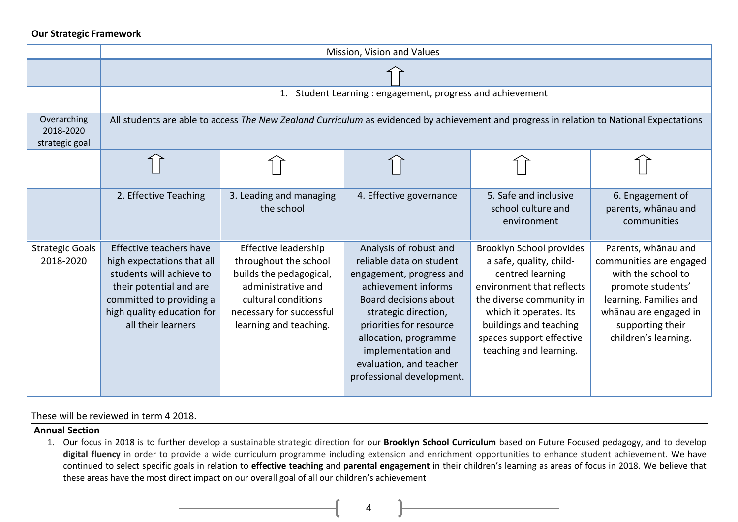**Our Strategic Framework**

| | Mission, Vision and Values | | | | |
|---|---|---|---|---|---|
| | ⇧ | | | | |
| | 1. Student Learning : engagement, progress and achievement | | | | |
| Overarching 2018-2020 strategic goal | All students are able to access *The New Zealand Curriculum* as evidenced by achievement and progress in relation to National Expectations | | | | |
| | ⇧ | ⇧ | ⇧ | ⇧ | ⇧ |
| | 2. Effective Teaching | 3. Leading and managing the school | 4. Effective governance | 5. Safe and inclusive school culture and environment | 6. Engagement of parents, whānau and communities |
| Strategic Goals 2018-2020 | Effective teachers have high expectations that all students will achieve to their potential and are committed to providing a high quality education for all their learners | Effective leadership throughout the school builds the pedagogical, administrative and cultural conditions necessary for successful learning and teaching. | Analysis of robust and reliable data on student engagement, progress and achievement informs Board decisions about strategic direction, priorities for resource allocation, programme implementation and evaluation, and teacher professional development. | Brooklyn School provides a safe, quality, child-centred learning environment that reflects the diverse community in which it operates. Its buildings and teaching spaces support effective teaching and learning. | Parents, whānau and communities are engaged with the school to promote students' learning. Families and whānau are engaged in supporting their children's learning. |

These will be reviewed in term 4 2018.

**Annual Section**

1. Our focus in 2018 is to further develop a sustainable strategic direction for our **Brooklyn School Curriculum** based on Future Focused pedagogy, and to develop **digital fluency** in order to provide a wide curriculum programme including extension and enrichment opportunities to enhance student achievement. We have continued to select specific goals in relation to **effective teaching** and **parental engagement** in their children's learning as areas of focus in 2018. We believe that these areas have the most direct impact on our overall goal of all our children's achievement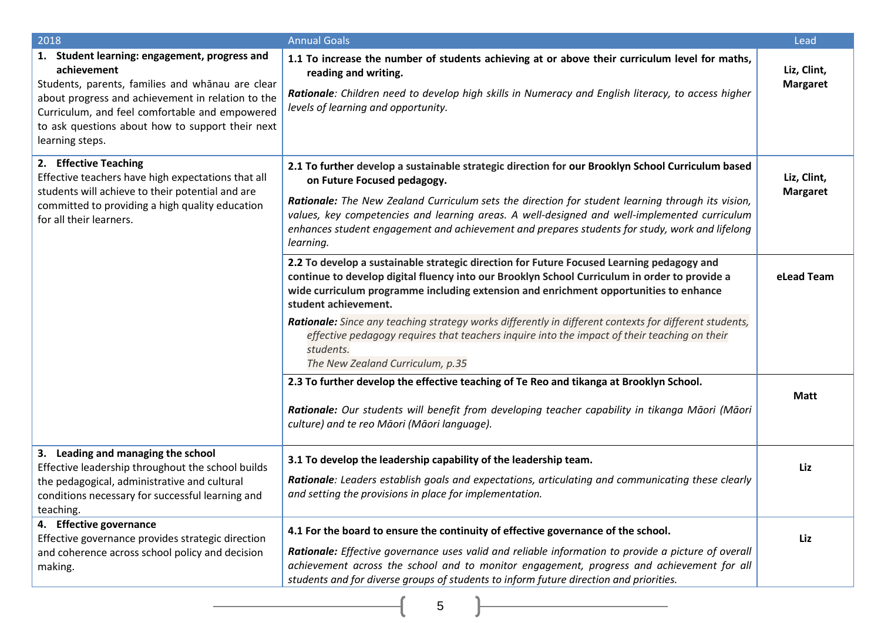| 2018 | Annual Goals | Lead |
|---|---|---|
| **1. Student learning: engagement, progress and achievement** Students, parents, families and whānau are clear about progress and achievement in relation to the Curriculum, and feel comfortable and empowered to ask questions about how to support their next learning steps. | **1.1 To increase the number of students achieving at or above their curriculum level for maths, reading and writing.** *Rationale: Children need to develop high skills in Numeracy and English literacy, to access higher levels of learning and opportunity.* | **Liz, Clint, Margaret** |
| **2. Effective Teaching** Effective teachers have high expectations that all students will achieve to their potential and are committed to providing a high quality education for all their learners. | **2.1 To further develop a sustainable strategic direction for our Brooklyn School Curriculum based on Future Focused pedagogy.** ***Rationale:*** *The New Zealand Curriculum sets the direction for student learning through its vision, values, key competencies and learning areas. A well-designed and well-implemented curriculum enhances student engagement and achievement and prepares students for study, work and lifelong learning.* | **Liz, Clint, Margaret** |
| | **2.2 To develop a sustainable strategic direction for Future Focused Learning pedagogy and continue to develop digital fluency into our Brooklyn School Curriculum in order to provide a wide curriculum programme including extension and enrichment opportunities to enhance student achievement.** ***Rationale:*** *Since any teaching strategy works differently in different contexts for different students, effective pedagogy requires that teachers inquire into the impact of their teaching on their students. The New Zealand Curriculum, p.35* | **eLead Team** |
| | **2.3 To further develop the effective teaching of Te Reo and tikanga at Brooklyn School.** ***Rationale:*** *Our students will benefit from developing teacher capability in tikanga Māori (Māori culture) and te reo Māori (Māori language).* | **Matt** |
| **3. Leading and managing the school** Effective leadership throughout the school builds the pedagogical, administrative and cultural conditions necessary for successful learning and teaching. | **3.1 To develop the leadership capability of the leadership team.** ***Rationale****: Leaders establish goals and expectations, articulating and communicating these clearly and setting the provisions in place for implementation.* | **Liz** |
| **4. Effective governance** Effective governance provides strategic direction and coherence across school policy and decision making. | **4.1 For the board to ensure the continuity of effective governance of the school.** ***Rationale:*** *Effective governance uses valid and reliable information to provide a picture of overall achievement across the school and to monitor engagement, progress and achievement for all students and for diverse groups of students to inform future direction and priorities.* | **Liz** |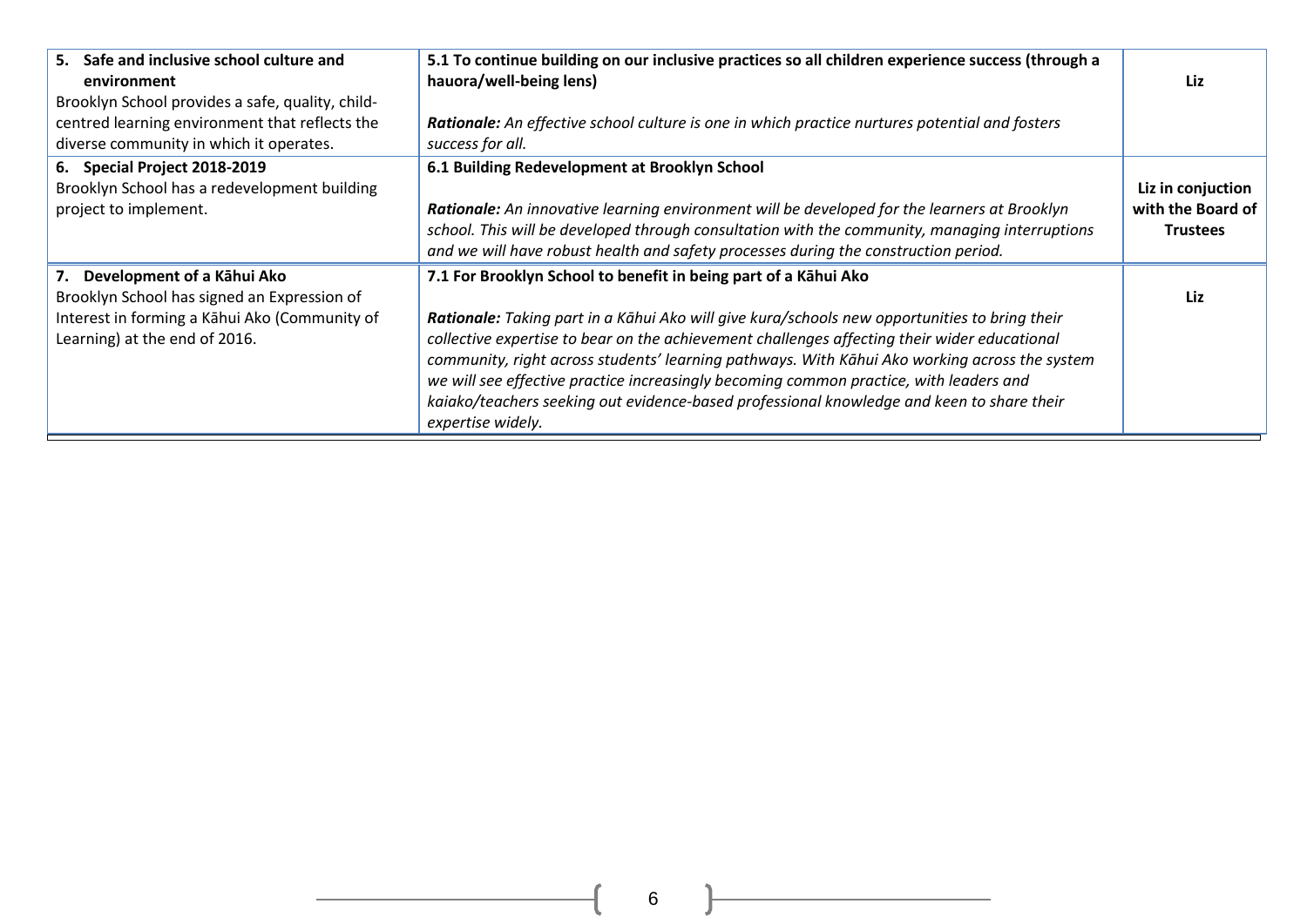| | | |
|---|---|---|
| **5. Safe and inclusive school culture and environment**<br>Brooklyn School provides a safe, quality, child-centred learning environment that reflects the diverse community in which it operates. | **5.1 To continue building on our inclusive practices so all children experience success (through a hauora/well-being lens)**<br><br>***Rationale:*** *An effective school culture is one in which practice nurtures potential and fosters success for all.* | **Liz** |
| **6. Special Project 2018-2019**<br>Brooklyn School has a redevelopment building project to implement. | **6.1 Building Redevelopment at Brooklyn School**<br><br>***Rationale:*** *An innovative learning environment will be developed for the learners at Brooklyn school. This will be developed through consultation with the community, managing interruptions and we will have robust health and safety processes during the construction period.* | **Liz in conjuction with the Board of Trustees** |
| **7. Development of a Kāhui Ako**<br>Brooklyn School has signed an Expression of Interest in forming a Kāhui Ako (Community of Learning) at the end of 2016. | **7.1 For Brooklyn School to benefit in being part of a Kāhui Ako**<br><br>***Rationale:*** *Taking part in a Kāhui Ako will give kura/schools new opportunities to bring their collective expertise to bear on the achievement challenges affecting their wider educational community, right across students' learning pathways. With Kāhui Ako working across the system we will see effective practice increasingly becoming common practice, with leaders and kaiako/teachers seeking out evidence-based professional knowledge and keen to share their expertise widely.* | **Liz** |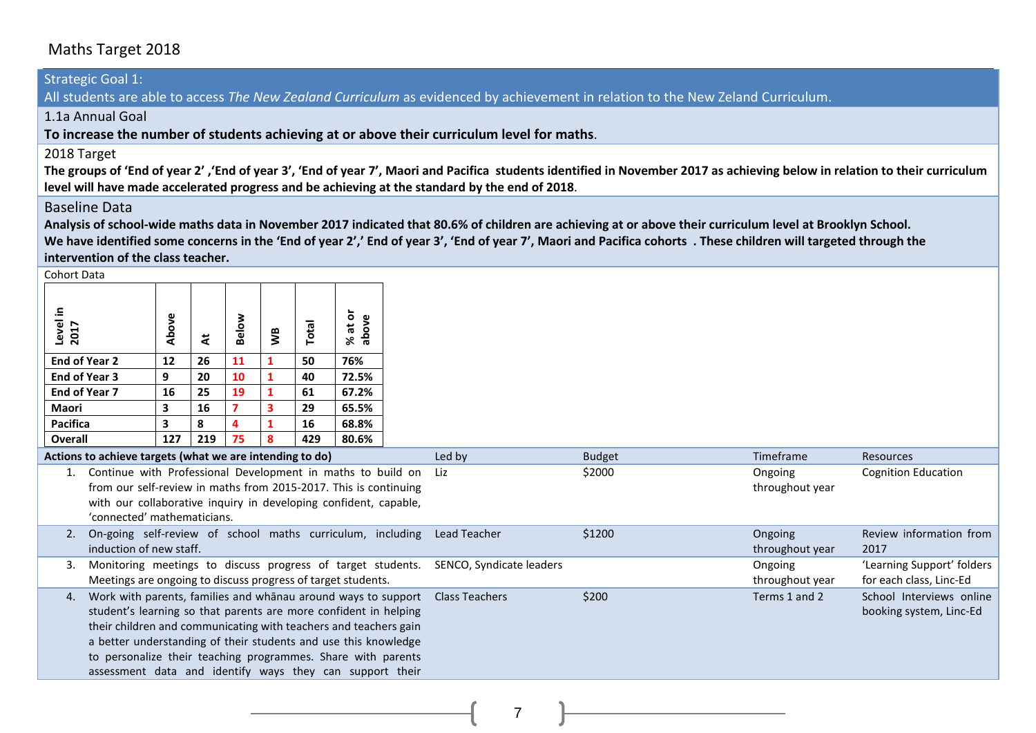# Maths Target 2018

**Strategic Goal 1:**

All students are able to access *The New Zealand Curriculum* as evidenced by achievement in relation to the New Zeland Curriculum.

**1.1a Annual Goal**

**To increase the number of students achieving at or above their curriculum level for maths**.

**2018 Target**

**The groups of 'End of year 2' ,'End of year 3', 'End of year 7', Maori and Pacifica students identified in November 2017 as achieving below in relation to their curriculum level will have made accelerated progress and be achieving at the standard by the end of 2018**.

**Baseline Data**

**Analysis of school-wide maths data in November 2017 indicated that 80.6% of children are achieving at or above their curriculum level at Brooklyn School.**
**We have identified some concerns in the 'End of year 2',' End of year 3', 'End of year 7', Maori and Pacifica cohorts . These children will targeted through the intervention of the class teacher.**

Cohort Data

| Level in 2017 | Above | At | Below | WB | Total | % at or above |
|---|---|---|---|---|---|---|
| End of Year 2 | 12 | 26 | 11 | 1 | 50 | 76% |
| End of Year 3 | 9 | 20 | 10 | 1 | 40 | 72.5% |
| End of Year 7 | 16 | 25 | 19 | 1 | 61 | 67.2% |
| Maori | 3 | 16 | 7 | 3 | 29 | 65.5% |
| Pacifica | 3 | 8 | 4 | 1 | 16 | 68.8% |
| Overall | 127 | 219 | 75 | 8 | 429 | 80.6% |

| Actions to achieve targets (what we are intending to do) | Led by | Budget | Timeframe | Resources |
|---|---|---|---|---|
| 1. Continue with Professional Development in maths to build on from our self-review in maths from 2015-2017. This is continuing with our collaborative inquiry in developing confident, capable, 'connected' mathematicians. | Liz | $2000 | Ongoing throughout year | Cognition Education |
| 2. On-going self-review of school maths curriculum, including induction of new staff. | Lead Teacher | $1200 | Ongoing throughout year | Review information from 2017 |
| 3. Monitoring meetings to discuss progress of target students. Meetings are ongoing to discuss progress of target students. | SENCO, Syndicate leaders | | Ongoing throughout year | 'Learning Support' folders for each class, Linc-Ed |
| 4. Work with parents, families and whānau around ways to support student's learning so that parents are more confident in helping their children and communicating with teachers and teachers gain a better understanding of their students and use this knowledge to personalize their teaching programmes. Share with parents assessment data and identify ways they can support their | Class Teachers | $200 | Terms 1 and 2 | School Interviews online booking system, Linc-Ed |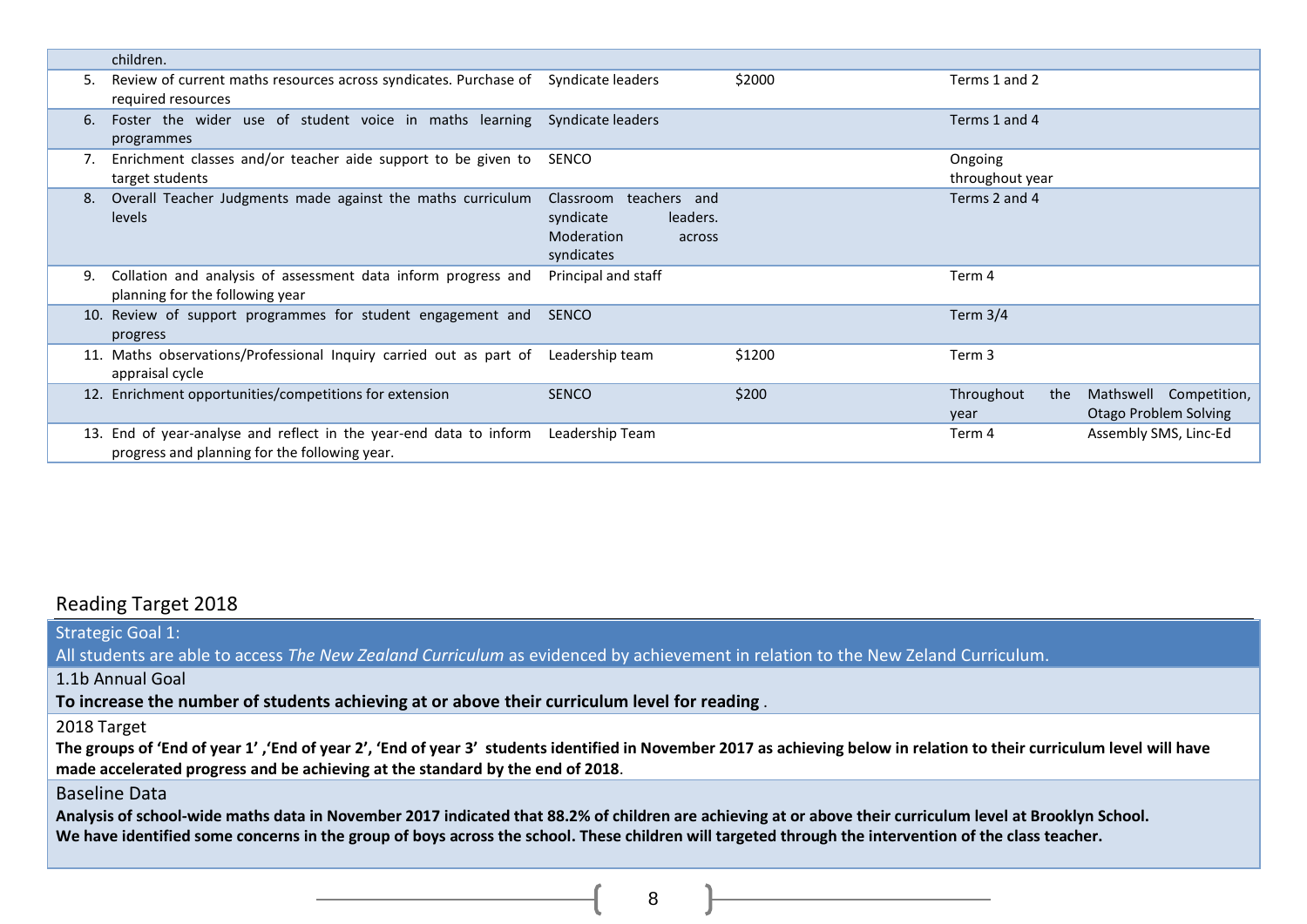| | | | | |
|---|---|---|---|---|
| children. | | | | |
| 5. Review of current maths resources across syndicates. Purchase of required resources | Syndicate leaders | $2000 | Terms 1 and 2 | |
| 6. Foster the wider use of student voice in maths learning programmes | Syndicate leaders | | Terms 1 and 4 | |
| 7. Enrichment classes and/or teacher aide support to be given to target students | SENCO | | Ongoing throughout year | |
| 8. Overall Teacher Judgments made against the maths curriculum levels | Classroom teachers and syndicate leaders. Moderation across syndicates | | Terms 2 and 4 | |
| 9. Collation and analysis of assessment data inform progress and planning for the following year | Principal and staff | | Term 4 | |
| 10. Review of support programmes for student engagement and progress | SENCO | | Term 3/4 | |
| 11. Maths observations/Professional Inquiry carried out as part of appraisal cycle | Leadership team | $1200 | Term 3 | |
| 12. Enrichment opportunities/competitions for extension | SENCO | $200 | Throughout the year | Mathswell Competition, Otago Problem Solving |
| 13. End of year-analyse and reflect in the year-end data to inform progress and planning for the following year. | Leadership Team | | Term 4 | Assembly SMS, Linc-Ed |

## Reading Target 2018

Strategic Goal 1:
All students are able to access *The New Zealand Curriculum* as evidenced by achievement in relation to the New Zeland Curriculum.

1.1b Annual Goal

**To increase the number of students achieving at or above their curriculum level for reading** .

2018 Target

**The groups of 'End of year 1' ,'End of year 2', 'End of year 3' students identified in November 2017 as achieving below in relation to their curriculum level will have made accelerated progress and be achieving at the standard by the end of 2018**.

Baseline Data

**Analysis of school-wide maths data in November 2017 indicated that 88.2% of children are achieving at or above their curriculum level at Brooklyn School.**
**We have identified some concerns in the group of boys across the school. These children will targeted through the intervention of the class teacher.**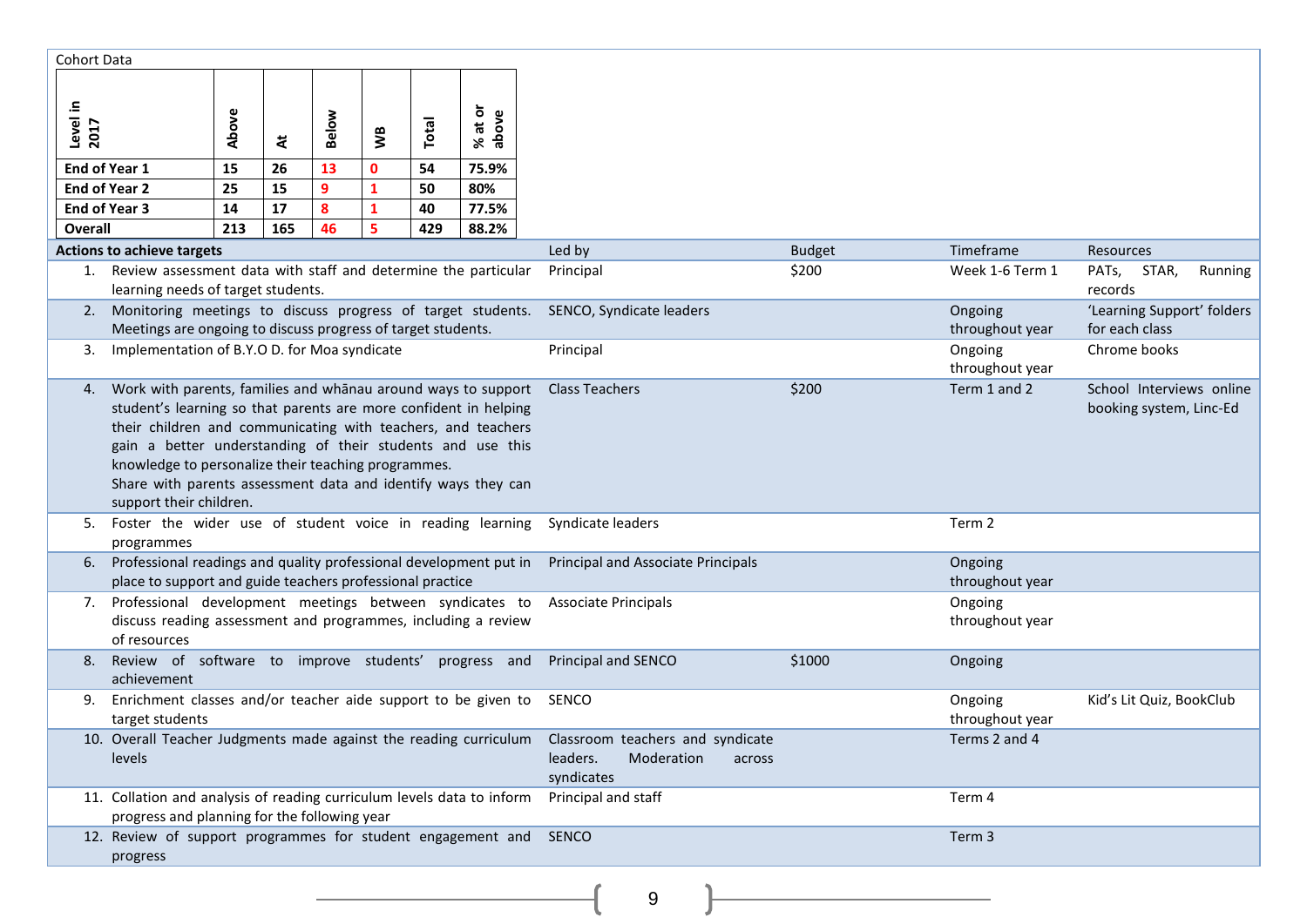Cohort Data

| Level in 2017 | Above | At | Below | WB | Total | % at or above |
|---|---|---|---|---|---|---|
| **End of Year 1** | **15** | **26** | **13** | **0** | **54** | **75.9%** |
| **End of Year 2** | **25** | **15** | **9** | **1** | **50** | **80%** |
| **End of Year 3** | **14** | **17** | **8** | **1** | **40** | **77.5%** |
| **Overall** | **213** | **165** | **46** | **5** | **429** | **88.2%** |

| **Actions to achieve targets** | Led by | Budget | Timeframe | Resources |
|---|---|---|---|---|
| 1. Review assessment data with staff and determine the particular learning needs of target students. | Principal | $200 | Week 1-6 Term 1 | PATs, STAR, Running records |
| 2. Monitoring meetings to discuss progress of target students. Meetings are ongoing to discuss progress of target students. | SENCO, Syndicate leaders | | Ongoing throughout year | 'Learning Support' folders for each class |
| 3. Implementation of B.Y.O D. for Moa syndicate | Principal | | Ongoing throughout year | Chrome books |
| 4. Work with parents, families and whānau around ways to support student's learning so that parents are more confident in helping their children and communicating with teachers, and teachers gain a better understanding of their students and use this knowledge to personalize their teaching programmes. Share with parents assessment data and identify ways they can support their children. | Class Teachers | $200 | Term 1 and 2 | School Interviews online booking system, Linc-Ed |
| 5. Foster the wider use of student voice in reading learning programmes | Syndicate leaders | | Term 2 | |
| 6. Professional readings and quality professional development put in place to support and guide teachers professional practice | Principal and Associate Principals | | Ongoing throughout year | |
| 7. Professional development meetings between syndicates to discuss reading assessment and programmes, including a review of resources | Associate Principals | | Ongoing throughout year | |
| 8. Review of software to improve students' progress and achievement | Principal and SENCO | $1000 | Ongoing | |
| 9. Enrichment classes and/or teacher aide support to be given to target students | SENCO | | Ongoing throughout year | Kid's Lit Quiz, BookClub |
| 10. Overall Teacher Judgments made against the reading curriculum levels | Classroom teachers and syndicate leaders. Moderation across syndicates | | Terms 2 and 4 | |
| 11. Collation and analysis of reading curriculum levels data to inform progress and planning for the following year | Principal and staff | | Term 4 | |
| 12. Review of support programmes for student engagement and progress | SENCO | | Term 3 | |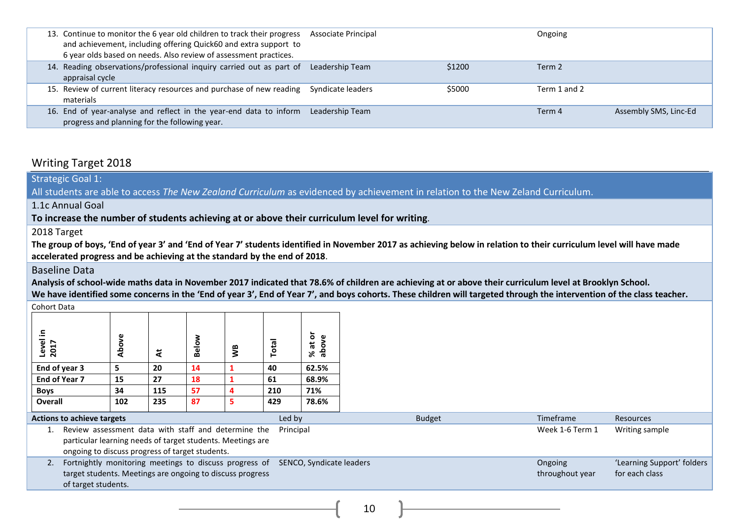| Actions | Led by | Budget | Timeframe | Resources |
|---|---|---|---|---|
| 13. Continue to monitor the 6 year old children to track their progress and achievement, including offering Quick60 and extra support to 6 year olds based on needs. Also review of assessment practices. | Associate Principal | | Ongoing | |
| 14. Reading observations/professional inquiry carried out as part of appraisal cycle | Leadership Team | $1200 | Term 2 | |
| 15. Review of current literacy resources and purchase of new reading materials | Syndicate leaders | $5000 | Term 1 and 2 | |
| 16. End of year-analyse and reflect in the year-end data to inform progress and planning for the following year. | Leadership Team | | Term 4 | Assembly SMS, Linc-Ed |

## Writing Target 2018

**Strategic Goal 1:**

All students are able to access *The New Zealand Curriculum* as evidenced by achievement in relation to the New Zeland Curriculum.

**1.1c Annual Goal**

**To increase the number of students achieving at or above their curriculum level for writing**.

**2018 Target**

**The group of boys, 'End of year 3' and 'End of Year 7' students identified in November 2017 as achieving below in relation to their curriculum level will have made accelerated progress and be achieving at the standard by the end of 2018**.

**Baseline Data**

**Analysis of school-wide maths data in November 2017 indicated that 78.6% of children are achieving at or above their curriculum level at Brooklyn School.**
**We have identified some concerns in the 'End of year 3', End of Year 7', and boys cohorts. These children will targeted through the intervention of the class teacher.**

Cohort Data

| Level in 2017 | Above | At | Below | WB | Total | % at or above |
|---|---|---|---|---|---|---|
| **End of year 3** | **5** | **20** | **14** | **1** | **40** | **62.5%** |
| **End of Year 7** | **15** | **27** | **18** | **1** | **61** | **68.9%** |
| **Boys** | **34** | **115** | **57** | **4** | **210** | **71%** |
| **Overall** | **102** | **235** | **87** | **5** | **429** | **78.6%** |

| Actions to achieve targets | Led by | Budget | Timeframe | Resources |
|---|---|---|---|---|
| 1. Review assessment data with staff and determine the particular learning needs of target students. Meetings are ongoing to discuss progress of target students. | Principal | | Week 1-6 Term 1 | Writing sample |
| 2. Fortnightly monitoring meetings to discuss progress of target students. Meetings are ongoing to discuss progress of target students. | SENCO, Syndicate leaders | | Ongoing throughout year | 'Learning Support' folders for each class |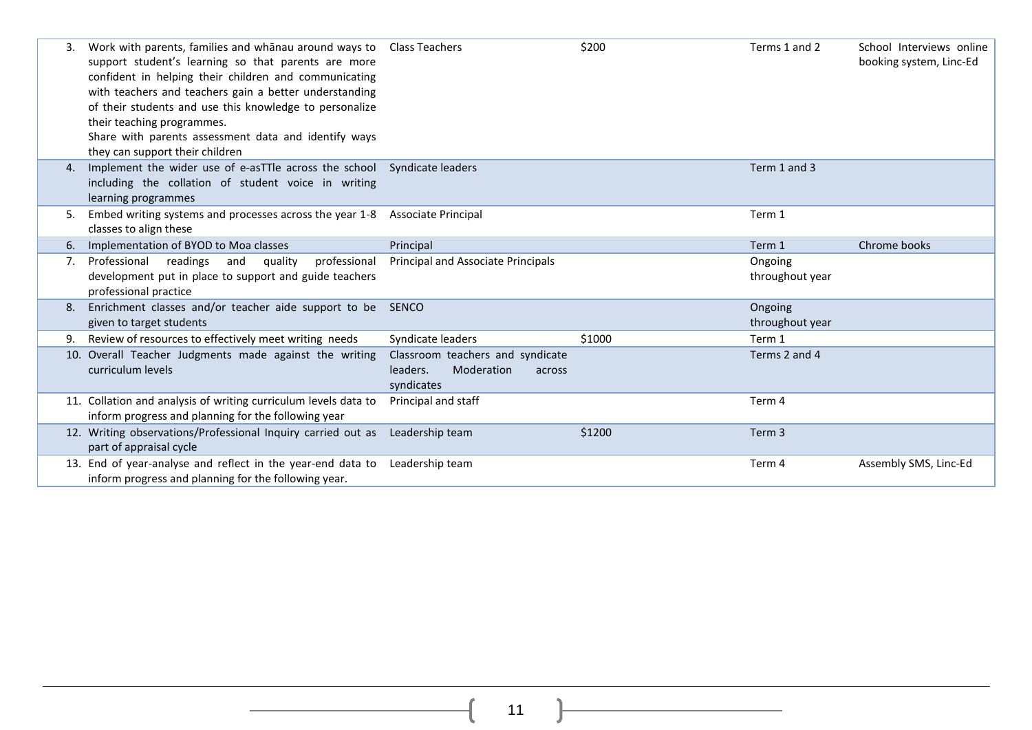| | | | | |
|---|---|---|---|---|
| 3. Work with parents, families and whānau around ways to support student's learning so that parents are more confident in helping their children and communicating with teachers and teachers gain a better understanding of their students and use this knowledge to personalize their teaching programmes.<br>Share with parents assessment data and identify ways they can support their children | Class Teachers | $200 | Terms 1 and 2 | School Interviews online booking system, Linc-Ed |
| 4. Implement the wider use of e-asTTle across the school including the collation of student voice in writing learning programmes | Syndicate leaders | | Term 1 and 3 | |
| 5. Embed writing systems and processes across the year 1-8 classes to align these | Associate Principal | | Term 1 | |
| 6. Implementation of BYOD to Moa classes | Principal | | Term 1 | Chrome books |
| 7. Professional readings and quality professional development put in place to support and guide teachers professional practice | Principal and Associate Principals | | Ongoing throughout year | |
| 8. Enrichment classes and/or teacher aide support to be given to target students | SENCO | | Ongoing throughout year | |
| 9. Review of resources to effectively meet writing needs | Syndicate leaders | $1000 | Term 1 | |
| 10. Overall Teacher Judgments made against the writing curriculum levels | Classroom teachers and syndicate leaders. Moderation across syndicates | | Terms 2 and 4 | |
| 11. Collation and analysis of writing curriculum levels data to inform progress and planning for the following year | Principal and staff | | Term 4 | |
| 12. Writing observations/Professional Inquiry carried out as part of appraisal cycle | Leadership team | $1200 | Term 3 | |
| 13. End of year-analyse and reflect in the year-end data to inform progress and planning for the following year. | Leadership team | | Term 4 | Assembly SMS, Linc-Ed |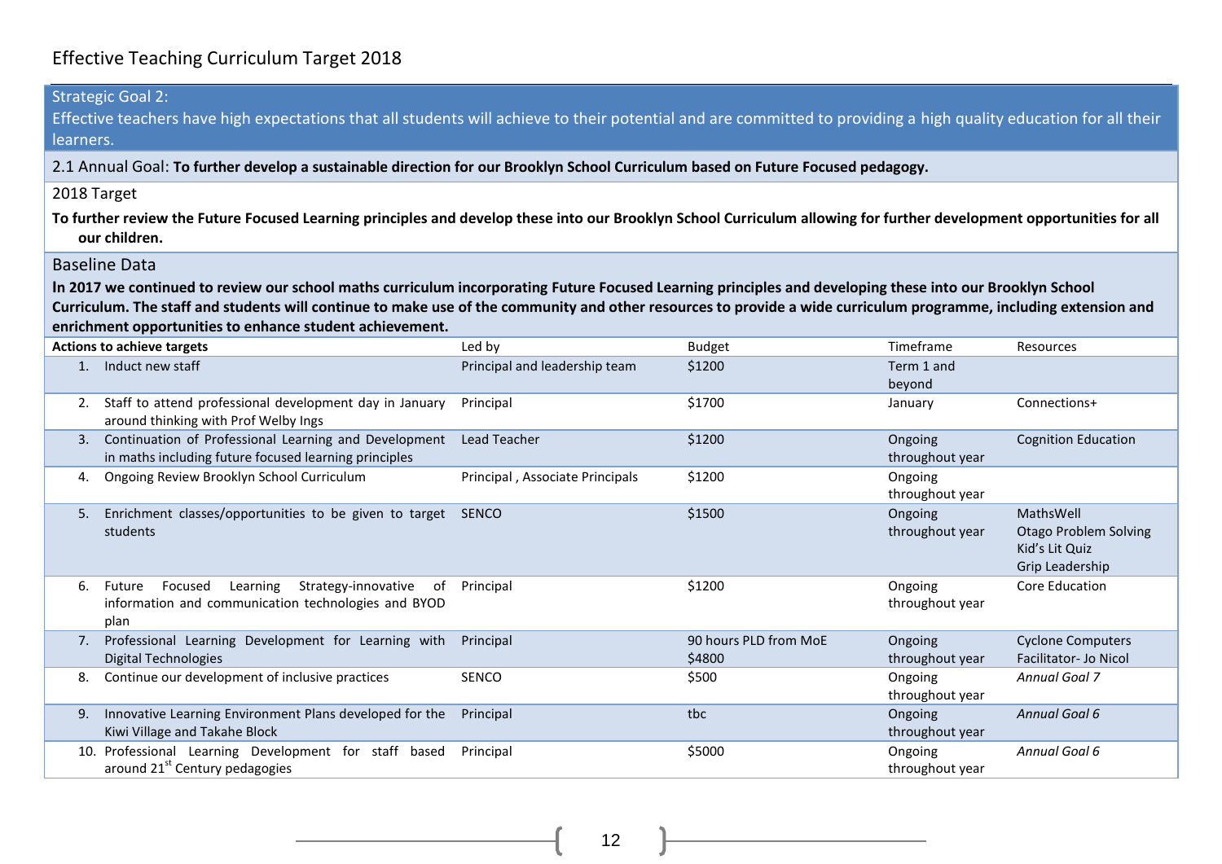# Effective Teaching Curriculum Target 2018

**Strategic Goal 2:**
Effective teachers have high expectations that all students will achieve to their potential and are committed to providing a high quality education for all their learners.

2.1 Annual Goal: **To further develop a sustainable direction for our Brooklyn School Curriculum based on Future Focused pedagogy.**

2018 Target

**To further review the Future Focused Learning principles and develop these into our Brooklyn School Curriculum allowing for further development opportunities for all our children.**

Baseline Data

**In 2017 we continued to review our school maths curriculum incorporating Future Focused Learning principles and developing these into our Brooklyn School Curriculum. The staff and students will continue to make use of the community and other resources to provide a wide curriculum programme, including extension and enrichment opportunities to enhance student achievement.**

| **Actions to achieve targets** | Led by | Budget | Timeframe | Resources |
|---|---|---|---|---|
| 1. Induct new staff | Principal and leadership team | $1200 | Term 1 and beyond | |
| 2. Staff to attend professional development day in January around thinking with Prof Welby Ings | Principal | $1700 | January | Connections+ |
| 3. Continuation of Professional Learning and Development in maths including future focused learning principles | Lead Teacher | $1200 | Ongoing throughout year | Cognition Education |
| 4. Ongoing Review Brooklyn School Curriculum | Principal , Associate Principals | $1200 | Ongoing throughout year | |
| 5. Enrichment classes/opportunities to be given to target students | SENCO | $1500 | Ongoing throughout year | MathsWell<br>Otago Problem Solving<br>Kid's Lit Quiz<br>Grip Leadership |
| 6. Future Focused Learning Strategy-innovative of information and communication technologies and BYOD plan | Principal | $1200 | Ongoing throughout year | Core Education |
| 7. Professional Learning Development for Learning with Digital Technologies | Principal | 90 hours PLD from MoE<br>$4800 | Ongoing throughout year | Cyclone Computers<br>Facilitator- Jo Nicol |
| 8. Continue our development of inclusive practices | SENCO | $500 | Ongoing throughout year | *Annual Goal 7* |
| 9. Innovative Learning Environment Plans developed for the Kiwi Village and Takahe Block | Principal | tbc | Ongoing throughout year | *Annual Goal 6* |
| 10. Professional Learning Development for staff based around 21st Century pedagogies | Principal | $5000 | Ongoing throughout year | *Annual Goal 6* |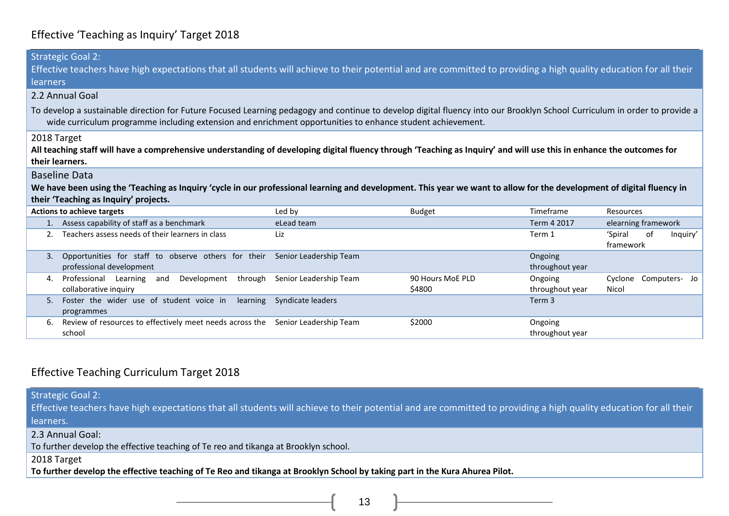## Effective 'Teaching as Inquiry' Target 2018

**Strategic Goal 2:**
Effective teachers have high expectations that all students will achieve to their potential and are committed to providing a high quality education for all their learners

**2.2 Annual Goal**

To develop a sustainable direction for Future Focused Learning pedagogy and continue to develop digital fluency into our Brooklyn School Curriculum in order to provide a wide curriculum programme including extension and enrichment opportunities to enhance student achievement.

**2018 Target**

**All teaching staff will have a comprehensive understanding of developing digital fluency through 'Teaching as Inquiry' and will use this in enhance the outcomes for their learners.**

**Baseline Data**

**We have been using the 'Teaching as Inquiry 'cycle in our professional learning and development. This year we want to allow for the development of digital fluency in their 'Teaching as Inquiry' projects.**

| Actions to achieve targets | Led by | Budget | Timeframe | Resources |
|---|---|---|---|---|
| 1. Assess capability of staff as a benchmark | eLead team | | Term 4 2017 | elearning framework |
| 2. Teachers assess needs of their learners in class | Liz | | Term 1 | 'Spiral of Inquiry' framework |
| 3. Opportunities for staff to observe others for their professional development | Senior Leadership Team | | Ongoing throughout year | |
| 4. Professional Learning and Development through collaborative inquiry | Senior Leadership Team | 90 Hours MoE PLD $4800 | Ongoing throughout year | Cyclone Computers- Jo Nicol |
| 5. Foster the wider use of student voice in learning programmes | Syndicate leaders | | Term 3 | |
| 6. Review of resources to effectively meet needs across the school | Senior Leadership Team | $2000 | Ongoing throughout year | |

## Effective Teaching Curriculum Target 2018

**Strategic Goal 2:**
Effective teachers have high expectations that all students will achieve to their potential and are committed to providing a high quality education for all their learners.

**2.3 Annual Goal:**

To further develop the effective teaching of Te reo and tikanga at Brooklyn school.

**2018 Target**

**To further develop the effective teaching of Te Reo and tikanga at Brooklyn School by taking part in the Kura Ahurea Pilot.**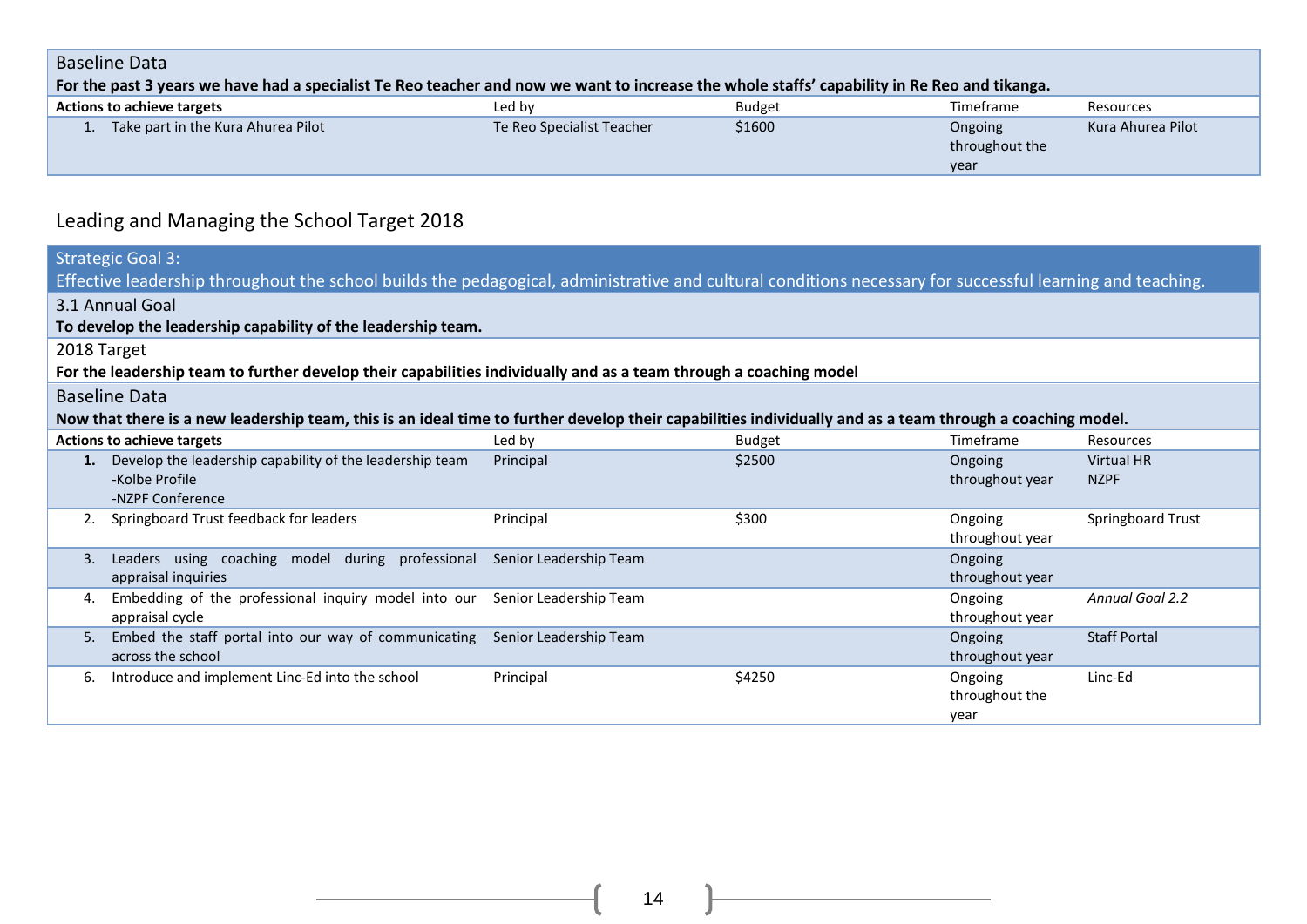| Baseline Data | | | | |
|---|---|---|---|---|
| **For the past 3 years we have had a specialist Te Reo teacher and now we want to increase the whole staffs' capability in Re Reo and tikanga.** | | | | |
| **Actions to achieve targets** | Led by | Budget | Timeframe | Resources |
| 1. Take part in the Kura Ahurea Pilot | Te Reo Specialist Teacher | $1600 | Ongoing throughout the year | Kura Ahurea Pilot |

## Leading and Managing the School Target 2018

| Strategic Goal 3: | | | | |
|---|---|---|---|---|
| Effective leadership throughout the school builds the pedagogical, administrative and cultural conditions necessary for successful learning and teaching. | | | | |
| 3.1 Annual Goal | | | | |
| **To develop the leadership capability of the leadership team.** | | | | |
| 2018 Target | | | | |
| **For the leadership team to further develop their capabilities individually and as a team through a coaching model** | | | | |
| Baseline Data | | | | |
| **Now that there is a new leadership team, this is an ideal time to further develop their capabilities individually and as a team through a coaching model.** | | | | |
| **Actions to achieve targets** | Led by | Budget | Timeframe | Resources |
| **1.** Develop the leadership capability of the leadership team<br>-Kolbe Profile<br>-NZPF Conference | Principal | $2500 | Ongoing throughout year | Virtual HR<br>NZPF |
| 2. Springboard Trust feedback for leaders | Principal | $300 | Ongoing throughout year | Springboard Trust |
| 3. Leaders using coaching model during professional appraisal inquiries | Senior Leadership Team | | Ongoing throughout year | |
| 4. Embedding of the professional inquiry model into our appraisal cycle | Senior Leadership Team | | Ongoing throughout year | *Annual Goal 2.2* |
| 5. Embed the staff portal into our way of communicating across the school | Senior Leadership Team | | Ongoing throughout year | Staff Portal |
| 6. Introduce and implement Linc-Ed into the school | Principal | $4250 | Ongoing throughout the year | Linc-Ed |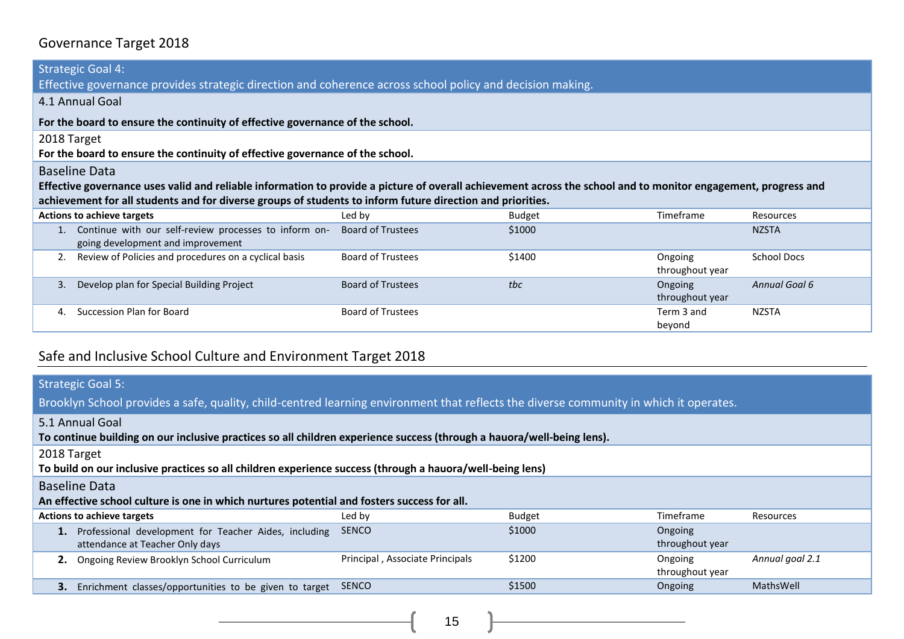## Governance Target 2018

| Strategic Goal 4: Effective governance provides strategic direction and coherence across school policy and decision making. | | | | |
|---|---|---|---|---|
| 4.1 Annual Goal **For the board to ensure the continuity of effective governance of the school.** | | | | |
| 2018 Target **For the board to ensure the continuity of effective governance of the school.** | | | | |
| Baseline Data **Effective governance uses valid and reliable information to provide a picture of overall achievement across the school and to monitor engagement, progress and achievement for all students and for diverse groups of students to inform future direction and priorities.** | | | | |
| **Actions to achieve targets** | Led by | Budget | Timeframe | Resources |
| 1. Continue with our self-review processes to inform on-going development and improvement | Board of Trustees | $1000 | | NZSTA |
| 2. Review of Policies and procedures on a cyclical basis | Board of Trustees | $1400 | Ongoing throughout year | School Docs |
| 3. Develop plan for Special Building Project | Board of Trustees | *tbc* | Ongoing throughout year | *Annual Goal 6* |
| 4. Succession Plan for Board | Board of Trustees | | Term 3 and beyond | NZSTA |

## Safe and Inclusive School Culture and Environment Target 2018

| Strategic Goal 5: Brooklyn School provides a safe, quality, child-centred learning environment that reflects the diverse community in which it operates. | | | | |
|---|---|---|---|---|
| 5.1 Annual Goal **To continue building on our inclusive practices so all children experience success (through a hauora/well-being lens).** | | | | |
| 2018 Target **To build on our inclusive practices so all children experience success (through a hauora/well-being lens)** | | | | |
| Baseline Data **An effective school culture is one in which nurtures potential and fosters success for all.** | | | | |
| **Actions to achieve targets** | Led by | Budget | Timeframe | Resources |
| **1.** Professional development for Teacher Aides, including attendance at Teacher Only days | SENCO | $1000 | Ongoing throughout year | |
| **2.** Ongoing Review Brooklyn School Curriculum | Principal , Associate Principals | $1200 | Ongoing throughout year | *Annual goal 2.1* |
| **3.** Enrichment classes/opportunities to be given to target | SENCO | $1500 | Ongoing | MathsWell |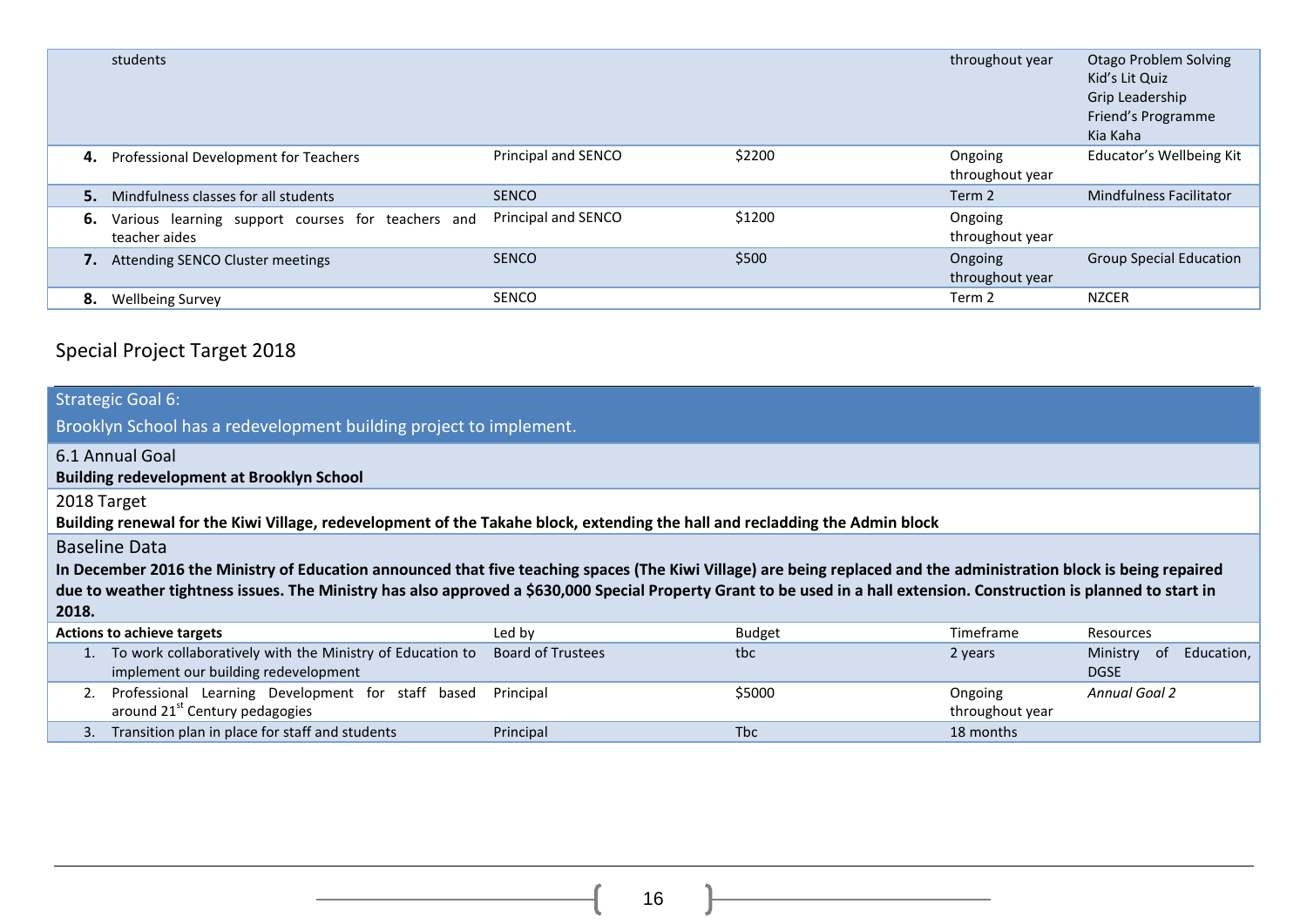| | Actions | Led by | Budget | Timeframe | Resources |
|---|---|---|---|---|---|
| | students | | | throughout year | Otago Problem Solving<br>Kid's Lit Quiz<br>Grip Leadership<br>Friend's Programme<br>Kia Kaha |
| **4.** | Professional Development for Teachers | Principal and SENCO | $2200 | Ongoing throughout year | Educator's Wellbeing Kit |
| **5.** | Mindfulness classes for all students | SENCO | | Term 2 | Mindfulness Facilitator |
| **6.** | Various learning support courses for teachers and teacher aides | Principal and SENCO | $1200 | Ongoing throughout year | |
| **7.** | Attending SENCO Cluster meetings | SENCO | $500 | Ongoing throughout year | Group Special Education |
| **8.** | Wellbeing Survey | SENCO | | Term 2 | NZCER |

## Special Project Target 2018

### Strategic Goal 6:

Brooklyn School has a redevelopment building project to implement.

6.1 Annual Goal

**Building redevelopment at Brooklyn School**

2018 Target

**Building renewal for the Kiwi Village, redevelopment of the Takahe block, extending the hall and recladding the Admin block**

Baseline Data

**In December 2016 the Ministry of Education announced that five teaching spaces (The Kiwi Village) are being replaced and the administration block is being repaired due to weather tightness issues. The Ministry has also approved a $630,000 Special Property Grant to be used in a hall extension. Construction is planned to start in 2018.**

| | **Actions to achieve targets** | Led by | Budget | Timeframe | Resources |
|---|---|---|---|---|---|
| 1. | To work collaboratively with the Ministry of Education to implement our building redevelopment | Board of Trustees | tbc | 2 years | Ministry of Education, DGSE |
| 2. | Professional Learning Development for staff based around 21st Century pedagogies | Principal | $5000 | Ongoing throughout year | *Annual Goal 2* |
| 3. | Transition plan in place for staff and students | Principal | Tbc | 18 months | |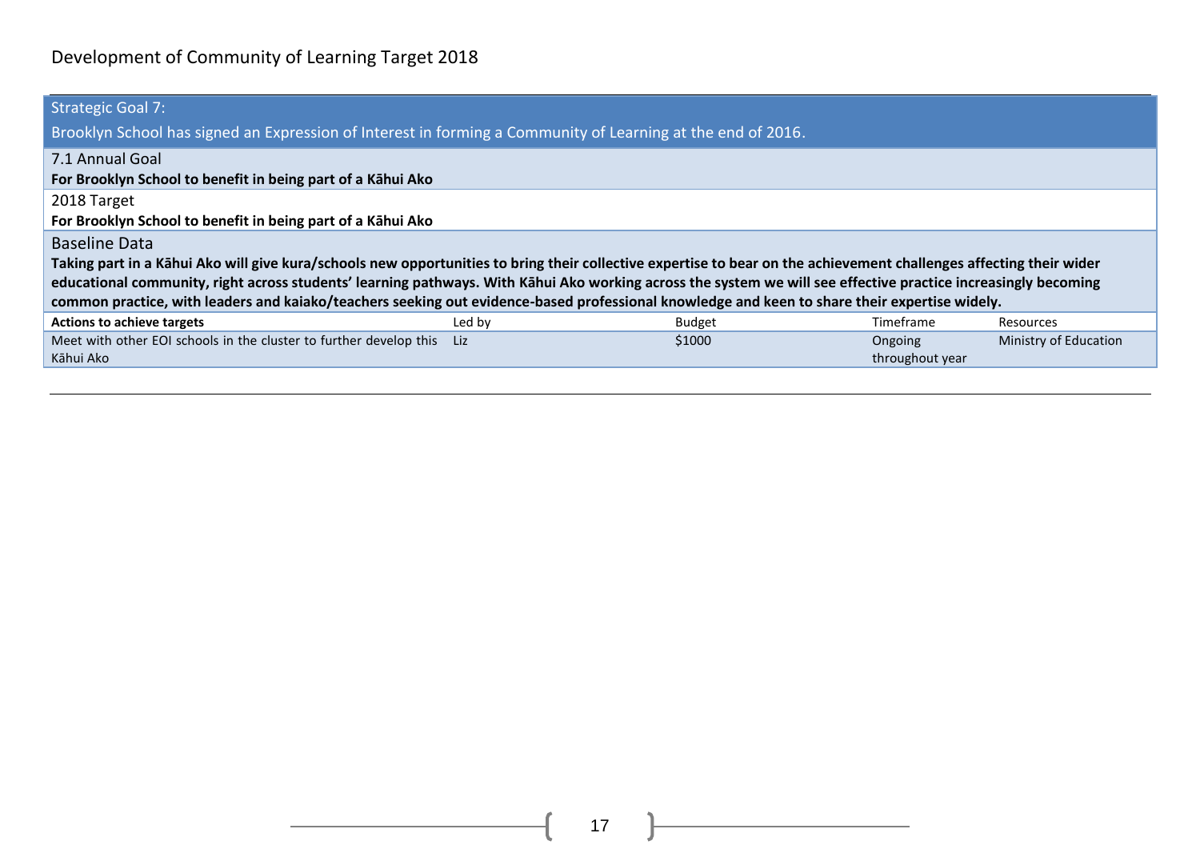# Development of Community of Learning Target 2018

Strategic Goal 7:

Brooklyn School has signed an Expression of Interest in forming a Community of Learning at the end of 2016.

7.1 Annual Goal

**For Brooklyn School to benefit in being part of a Kāhui Ako**

2018 Target

**For Brooklyn School to benefit in being part of a Kāhui Ako**

Baseline Data

**Taking part in a Kāhui Ako will give kura/schools new opportunities to bring their collective expertise to bear on the achievement challenges affecting their wider educational community, right across students' learning pathways. With Kāhui Ako working across the system we will see effective practice increasingly becoming common practice, with leaders and kaiako/teachers seeking out evidence-based professional knowledge and keen to share their expertise widely.**

| **Actions to achieve targets** | Led by | Budget | Timeframe | Resources |
|---|---|---|---|---|
| Meet with other EOI schools in the cluster to further develop this Kāhui Ako | Liz | $1000 | Ongoing throughout year | Ministry of Education |